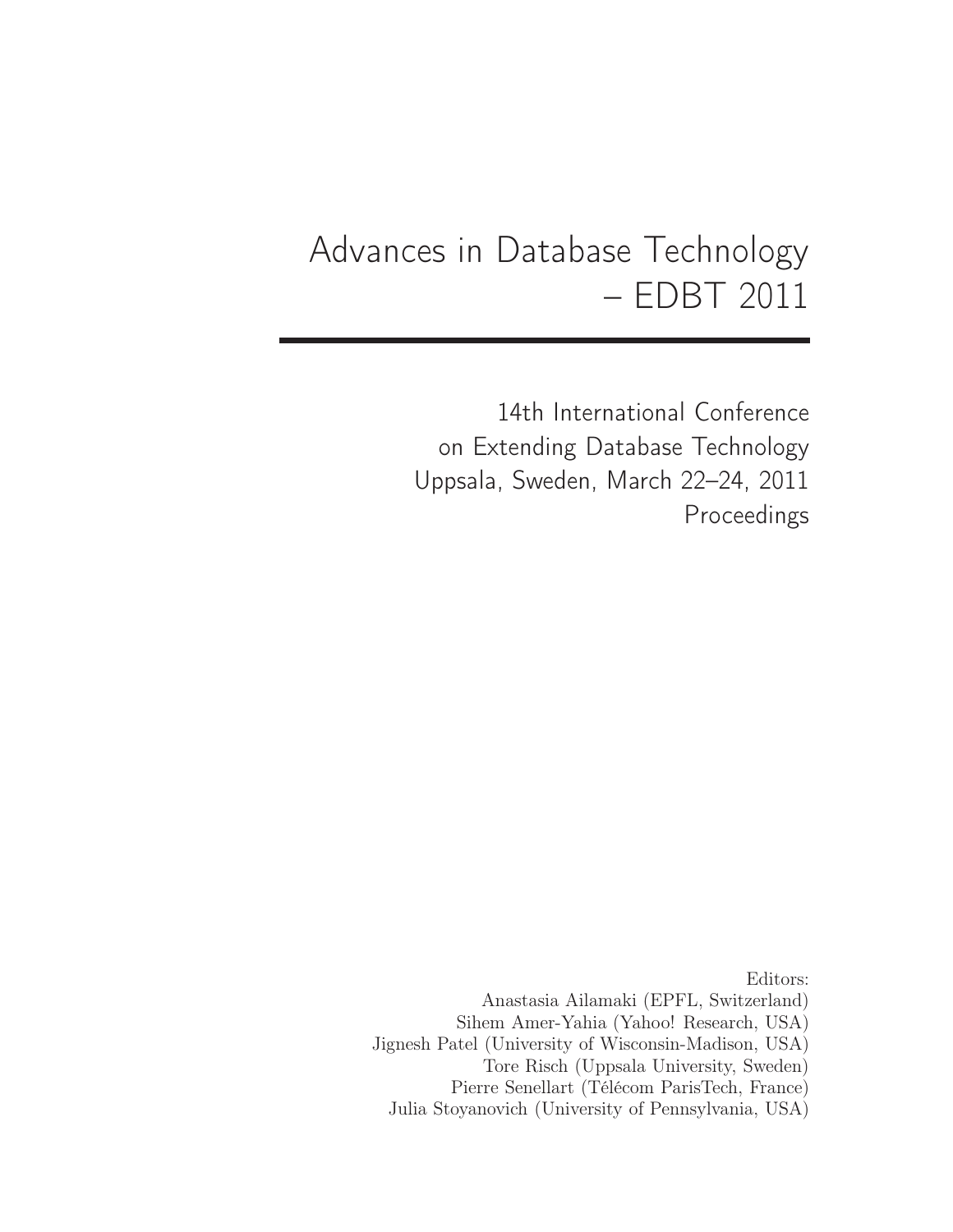# Advances in Database Technology – EDBT 2011

14th International Conference on Extending Database Technology
Uppsala, Sweden, March 22–24, 2011
Proceedings

Editors:
Anastasia Ailamaki (EPFL, Switzerland)
Sihem Amer-Yahia (Yahoo! Research, USA)
Jignesh Patel (University of Wisconsin-Madison, USA)
Tore Risch (Uppsala University, Sweden)
Pierre Senellart (Télécom ParisTech, France)
Julia Stoyanovich (University of Pennsylvania, USA)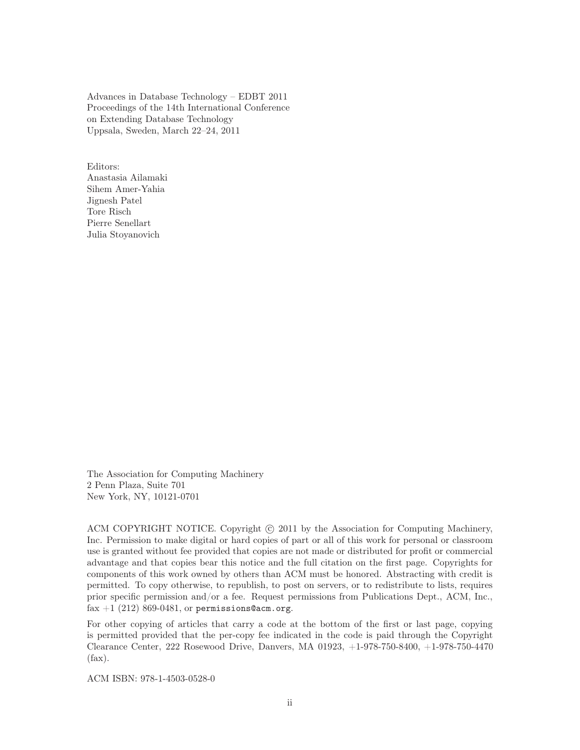Advances in Database Technology – EDBT 2011
Proceedings of the 14th International Conference
on Extending Database Technology
Uppsala, Sweden, March 22–24, 2011

Editors:
Anastasia Ailamaki
Sihem Amer-Yahia
Jignesh Patel
Tore Risch
Pierre Senellart
Julia Stoyanovich

The Association for Computing Machinery
2 Penn Plaza, Suite 701
New York, NY, 10121-0701

ACM COPYRIGHT NOTICE. Copyright © 2011 by the Association for Computing Machinery, Inc. Permission to make digital or hard copies of part or all of this work for personal or classroom use is granted without fee provided that copies are not made or distributed for profit or commercial advantage and that copies bear this notice and the full citation on the first page. Copyrights for components of this work owned by others than ACM must be honored. Abstracting with credit is permitted. To copy otherwise, to republish, to post on servers, or to redistribute to lists, requires prior specific permission and/or a fee. Request permissions from Publications Dept., ACM, Inc., fax +1 (212) 869-0481, or permissions@acm.org.

For other copying of articles that carry a code at the bottom of the first or last page, copying is permitted provided that the per-copy fee indicated in the code is paid through the Copyright Clearance Center, 222 Rosewood Drive, Danvers, MA 01923, +1-978-750-8400, +1-978-750-4470 (fax).

ACM ISBN: 978-1-4503-0528-0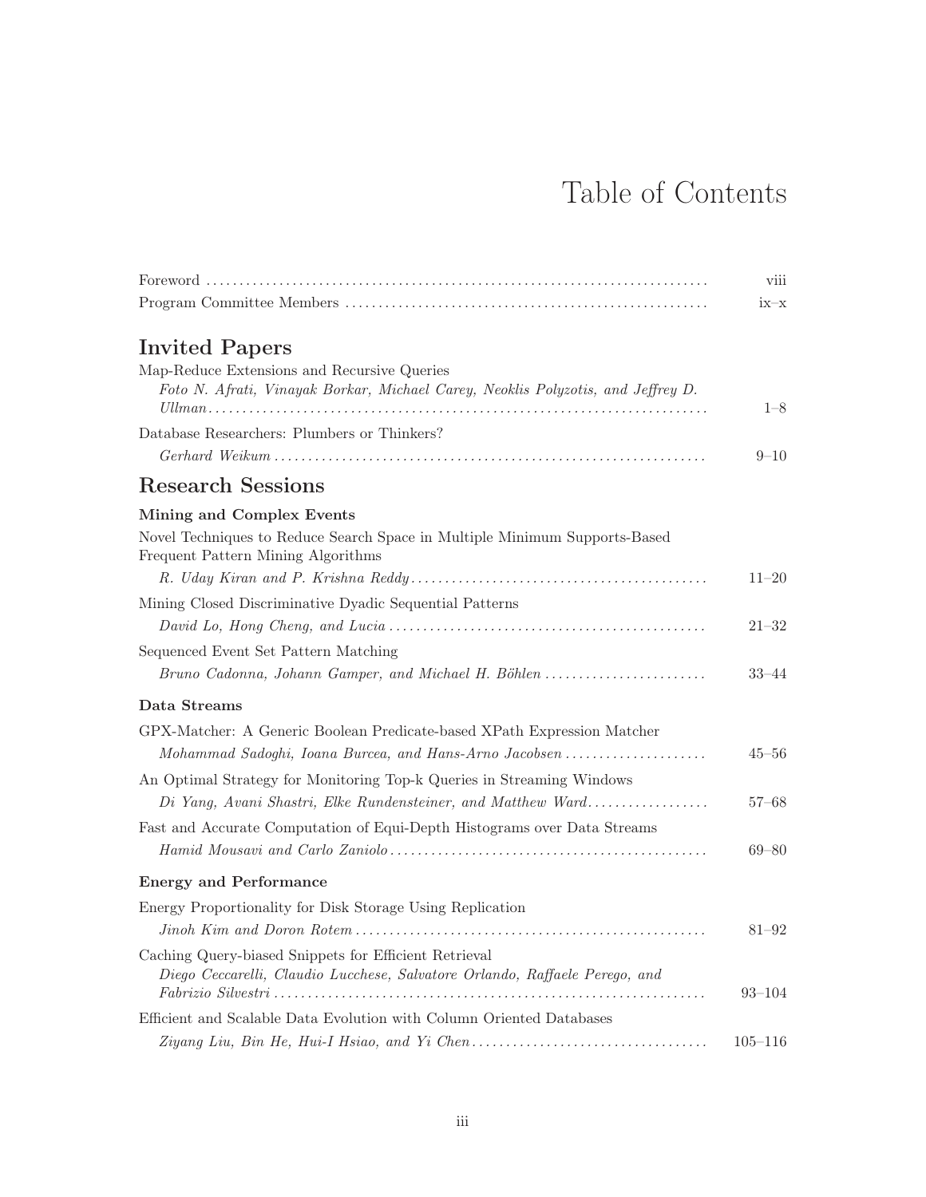# Table of Contents

Foreword ........ viii

Program Committee Members ........ ix–x

## Invited Papers

Map-Reduce Extensions and Recursive Queries
*Foto N. Afrati, Vinayak Borkar, Michael Carey, Neoklis Polyzotis, and Jeffrey D. Ullman* ........ 1–8

Database Researchers: Plumbers or Thinkers?
*Gerhard Weikum* ........ 9–10

## Research Sessions

### Mining and Complex Events

Novel Techniques to Reduce Search Space in Multiple Minimum Supports-Based Frequent Pattern Mining Algorithms
*R. Uday Kiran and P. Krishna Reddy* ........ 11–20

Mining Closed Discriminative Dyadic Sequential Patterns
*David Lo, Hong Cheng, and Lucia* ........ 21–32

Sequenced Event Set Pattern Matching
*Bruno Cadonna, Johann Gamper, and Michael H. Böhlen* ........ 33–44

### Data Streams

GPX-Matcher: A Generic Boolean Predicate-based XPath Expression Matcher
*Mohammad Sadoghi, Ioana Burcea, and Hans-Arno Jacobsen* ........ 45–56

An Optimal Strategy for Monitoring Top-k Queries in Streaming Windows
*Di Yang, Avani Shastri, Elke Rundensteiner, and Matthew Ward* ........ 57–68

Fast and Accurate Computation of Equi-Depth Histograms over Data Streams
*Hamid Mousavi and Carlo Zaniolo* ........ 69–80

### Energy and Performance

Energy Proportionality for Disk Storage Using Replication
*Jinoh Kim and Doron Rotem* ........ 81–92

Caching Query-biased Snippets for Efficient Retrieval
*Diego Ceccarelli, Claudio Lucchese, Salvatore Orlando, Raffaele Perego, and Fabrizio Silvestri* ........ 93–104

Efficient and Scalable Data Evolution with Column Oriented Databases
*Ziyang Liu, Bin He, Hui-I Hsiao, and Yi Chen* ........ 105–116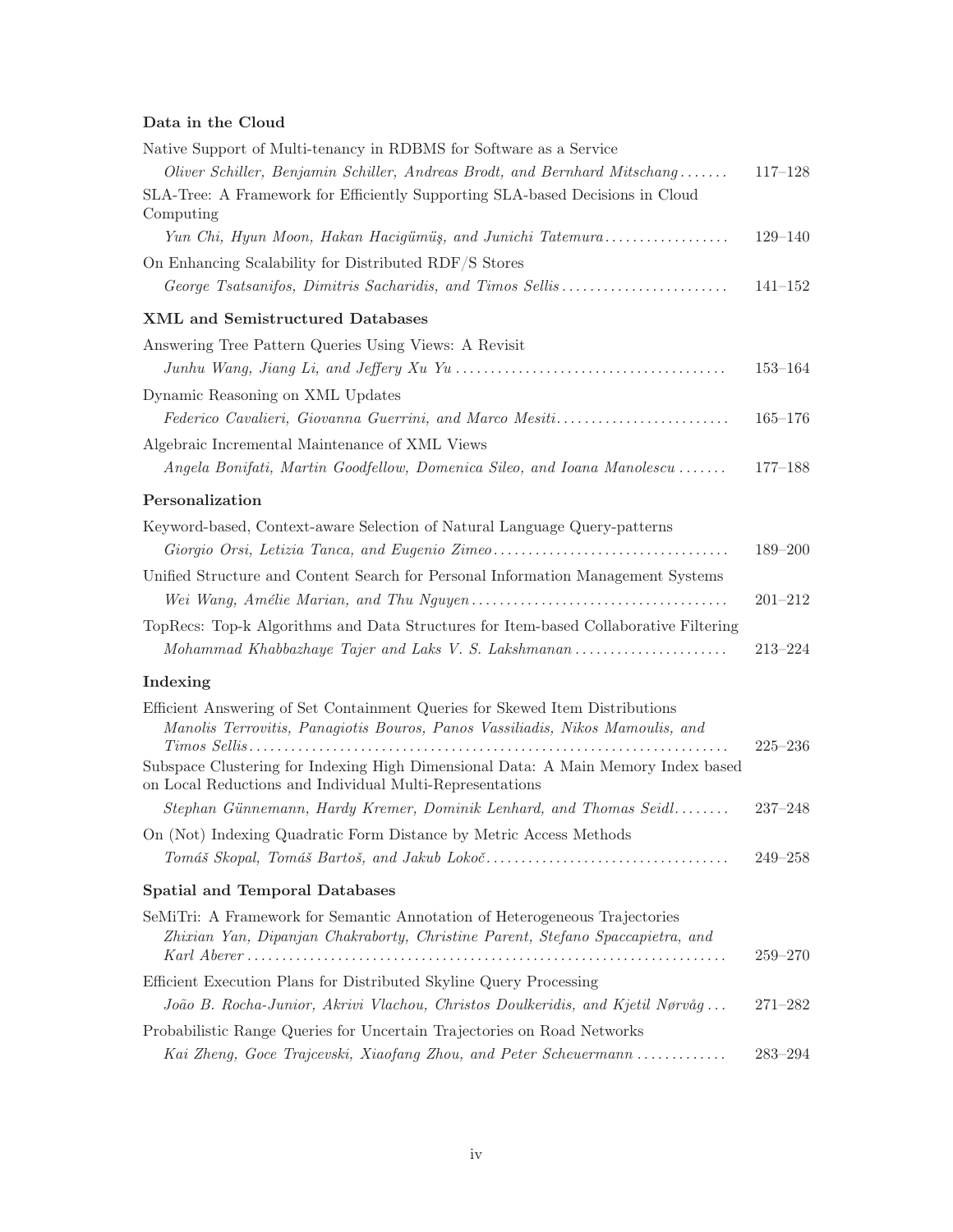### Data in the Cloud

Native Support of Multi-tenancy in RDBMS for Software as a Service
*Oliver Schiller, Benjamin Schiller, Andreas Brodt, and Bernhard Mitschang* ....... 117–128

SLA-Tree: A Framework for Efficiently Supporting SLA-based Decisions in Cloud Computing
*Yun Chi, Hyun Moon, Hakan Hacigümüş, and Junichi Tatemura* .................. 129–140

On Enhancing Scalability for Distributed RDF/S Stores
*George Tsatsanifos, Dimitris Sacharidis, and Timos Sellis* ........................ 141–152

### XML and Semistructured Databases

Answering Tree Pattern Queries Using Views: A Revisit
*Junhu Wang, Jiang Li, and Jeffery Xu Yu* ....................................... 153–164

Dynamic Reasoning on XML Updates
*Federico Cavalieri, Giovanna Guerrini, and Marco Mesiti* ......................... 165–176

Algebraic Incremental Maintenance of XML Views
*Angela Bonifati, Martin Goodfellow, Domenica Sileo, and Ioana Manolescu* ....... 177–188

### Personalization

Keyword-based, Context-aware Selection of Natural Language Query-patterns
*Giorgio Orsi, Letizia Tanca, and Eugenio Zimeo* .................................. 189–200

Unified Structure and Content Search for Personal Information Management Systems
*Wei Wang, Amélie Marian, and Thu Nguyen* ..................................... 201–212

TopRecs: Top-k Algorithms and Data Structures for Item-based Collaborative Filtering
*Mohammad Khabbazhaye Tajer and Laks V. S. Lakshmanan* ...................... 213–224

### Indexing

Efficient Answering of Set Containment Queries for Skewed Item Distributions
*Manolis Terrovitis, Panagiotis Bouros, Panos Vassiliadis, Nikos Mamoulis, and Timos Sellis* ..................................................................... 225–236

Subspace Clustering for Indexing High Dimensional Data: A Main Memory Index based on Local Reductions and Individual Multi-Representations
*Stephan Günnemann, Hardy Kremer, Dominik Lenhard, and Thomas Seidl* ........ 237–248

On (Not) Indexing Quadratic Form Distance by Metric Access Methods
*Tomáš Skopal, Tomáš Bartoš, and Jakub Lokoč* .................................. 249–258

### Spatial and Temporal Databases

SeMiTri: A Framework for Semantic Annotation of Heterogeneous Trajectories
*Zhixian Yan, Dipanjan Chakraborty, Christine Parent, Stefano Spaccapietra, and Karl Aberer* ..................................................................... 259–270

Efficient Execution Plans for Distributed Skyline Query Processing
*João B. Rocha-Junior, Akrivi Vlachou, Christos Doulkeridis, and Kjetil Nørvåg* ... 271–282

Probabilistic Range Queries for Uncertain Trajectories on Road Networks
*Kai Zheng, Goce Trajcevski, Xiaofang Zhou, and Peter Scheuermann* ............. 283–294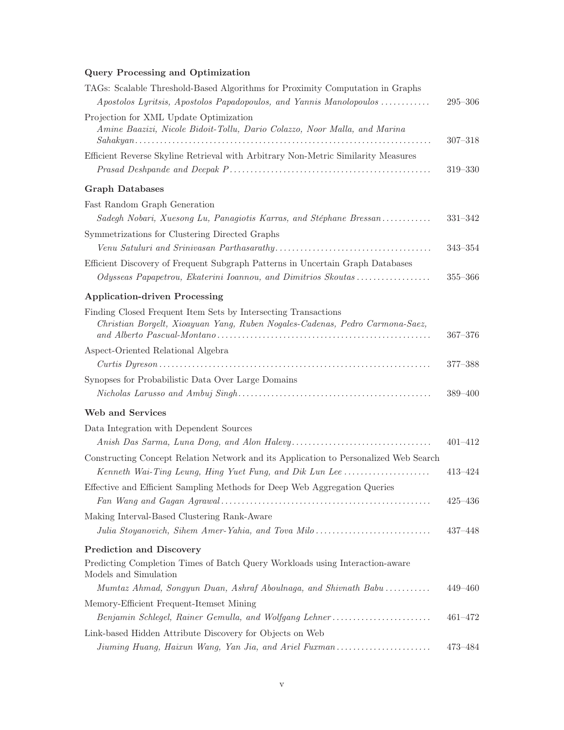### Query Processing and Optimization

TAGs: Scalable Threshold-Based Algorithms for Proximity Computation in Graphs
*Apostolos Lyritsis, Apostolos Papadopoulos, and Yannis Manolopoulos* ............ 295–306

Projection for XML Update Optimization
*Amine Baazizi, Nicole Bidoit-Tollu, Dario Colazzo, Noor Malla, and Marina Sahakyan* ............ 307–318

Efficient Reverse Skyline Retrieval with Arbitrary Non-Metric Similarity Measures
*Prasad Deshpande and Deepak P* ............ 319–330

### Graph Databases

Fast Random Graph Generation
*Sadegh Nobari, Xuesong Lu, Panagiotis Karras, and Stéphane Bressan* ............ 331–342

Symmetrizations for Clustering Directed Graphs
*Venu Satuluri and Srinivasan Parthasarathy* ............ 343–354

Efficient Discovery of Frequent Subgraph Patterns in Uncertain Graph Databases
*Odysseas Papapetrou, Ekaterini Ioannou, and Dimitrios Skoutas* ............ 355–366

### Application-driven Processing

Finding Closed Frequent Item Sets by Intersecting Transactions
*Christian Borgelt, Xioayuan Yang, Ruben Nogales-Cadenas, Pedro Carmona-Saez, and Alberto Pascual-Montano* ............ 367–376

Aspect-Oriented Relational Algebra
*Curtis Dyreson* ............ 377–388

Synopses for Probabilistic Data Over Large Domains
*Nicholas Larusso and Ambuj Singh* ............ 389–400

### Web and Services

Data Integration with Dependent Sources
*Anish Das Sarma, Luna Dong, and Alon Halevy* ............ 401–412

Constructing Concept Relation Network and its Application to Personalized Web Search
*Kenneth Wai-Ting Leung, Hing Yuet Fung, and Dik Lun Lee* ............ 413–424

Effective and Efficient Sampling Methods for Deep Web Aggregation Queries
*Fan Wang and Gagan Agrawal* ............ 425–436

Making Interval-Based Clustering Rank-Aware
*Julia Stoyanovich, Sihem Amer-Yahia, and Tova Milo* ............ 437–448

### Prediction and Discovery

Predicting Completion Times of Batch Query Workloads using Interaction-aware Models and Simulation
*Mumtaz Ahmad, Songyun Duan, Ashraf Aboulnaga, and Shivnath Babu* ............ 449–460

Memory-Efficient Frequent-Itemset Mining
*Benjamin Schlegel, Rainer Gemulla, and Wolfgang Lehner* ............ 461–472

Link-based Hidden Attribute Discovery for Objects on Web
*Jiuming Huang, Haixun Wang, Yan Jia, and Ariel Fuxman* ............ 473–484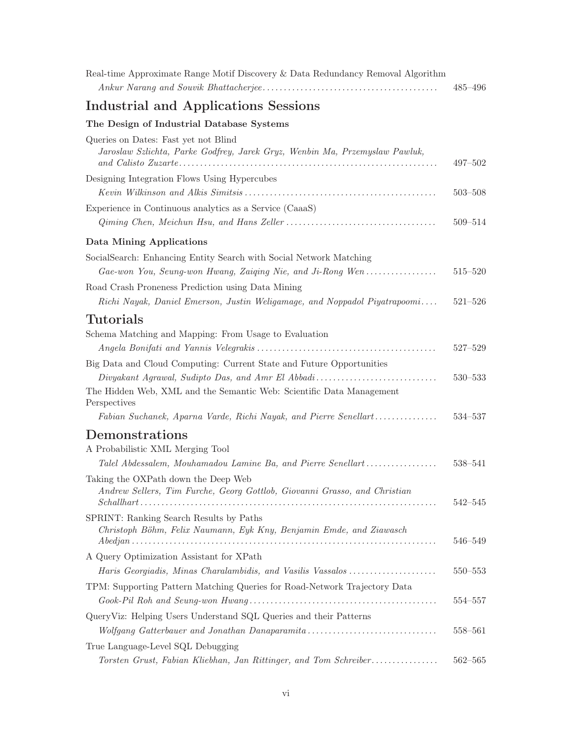Real-time Approximate Range Motif Discovery & Data Redundancy Removal Algorithm
*Ankur Narang and Souvik Bhattacherjee* ........................................ 485–496

## Industrial and Applications Sessions

### The Design of Industrial Database Systems

Queries on Dates: Fast yet not Blind
*Jaroslaw Szlichta, Parke Godfrey, Jarek Gryz, Wenbin Ma, Przemyslaw Pawluk, and Calisto Zuzarte* ........................................ 497–502

Designing Integration Flows Using Hypercubes
*Kevin Wilkinson and Alkis Simitsis* ........................................ 503–508

Experience in Continuous analytics as a Service (CaaaS)
*Qiming Chen, Meichun Hsu, and Hans Zeller* ........................................ 509–514

### Data Mining Applications

SocialSearch: Enhancing Entity Search with Social Network Matching
*Gae-won You, Seung-won Hwang, Zaiqing Nie, and Ji-Rong Wen* ........................................ 515–520

Road Crash Proneness Prediction using Data Mining
*Richi Nayak, Daniel Emerson, Justin Weligamage, and Noppadol Piyatrapoomi* .... 521–526

## Tutorials

Schema Matching and Mapping: From Usage to Evaluation
*Angela Bonifati and Yannis Velegrakis* ........................................ 527–529

Big Data and Cloud Computing: Current State and Future Opportunities
*Divyakant Agrawal, Sudipto Das, and Amr El Abbadi* ........................................ 530–533

The Hidden Web, XML and the Semantic Web: Scientific Data Management Perspectives
*Fabian Suchanek, Aparna Varde, Richi Nayak, and Pierre Senellart* ........................................ 534–537

## Demonstrations

A Probabilistic XML Merging Tool
*Talel Abdessalem, Mouhamadou Lamine Ba, and Pierre Senellart* ........................................ 538–541

Taking the OXPath down the Deep Web
*Andrew Sellers, Tim Furche, Georg Gottlob, Giovanni Grasso, and Christian Schallhart* ........................................ 542–545

SPRINT: Ranking Search Results by Paths
*Christoph Böhm, Felix Naumann, Eyk Kny, Benjamin Emde, and Ziawasch Abedjan* ........................................ 546–549

A Query Optimization Assistant for XPath
*Haris Georgiadis, Minas Charalambidis, and Vasilis Vassalos* ........................................ 550–553

TPM: Supporting Pattern Matching Queries for Road-Network Trajectory Data
*Gook-Pil Roh and Seung-won Hwang* ........................................ 554–557

QueryViz: Helping Users Understand SQL Queries and their Patterns
*Wolfgang Gatterbauer and Jonathan Danaparamita* ........................................ 558–561

True Language-Level SQL Debugging
*Torsten Grust, Fabian Kliebhan, Jan Rittinger, and Tom Schreiber* ........................................ 562–565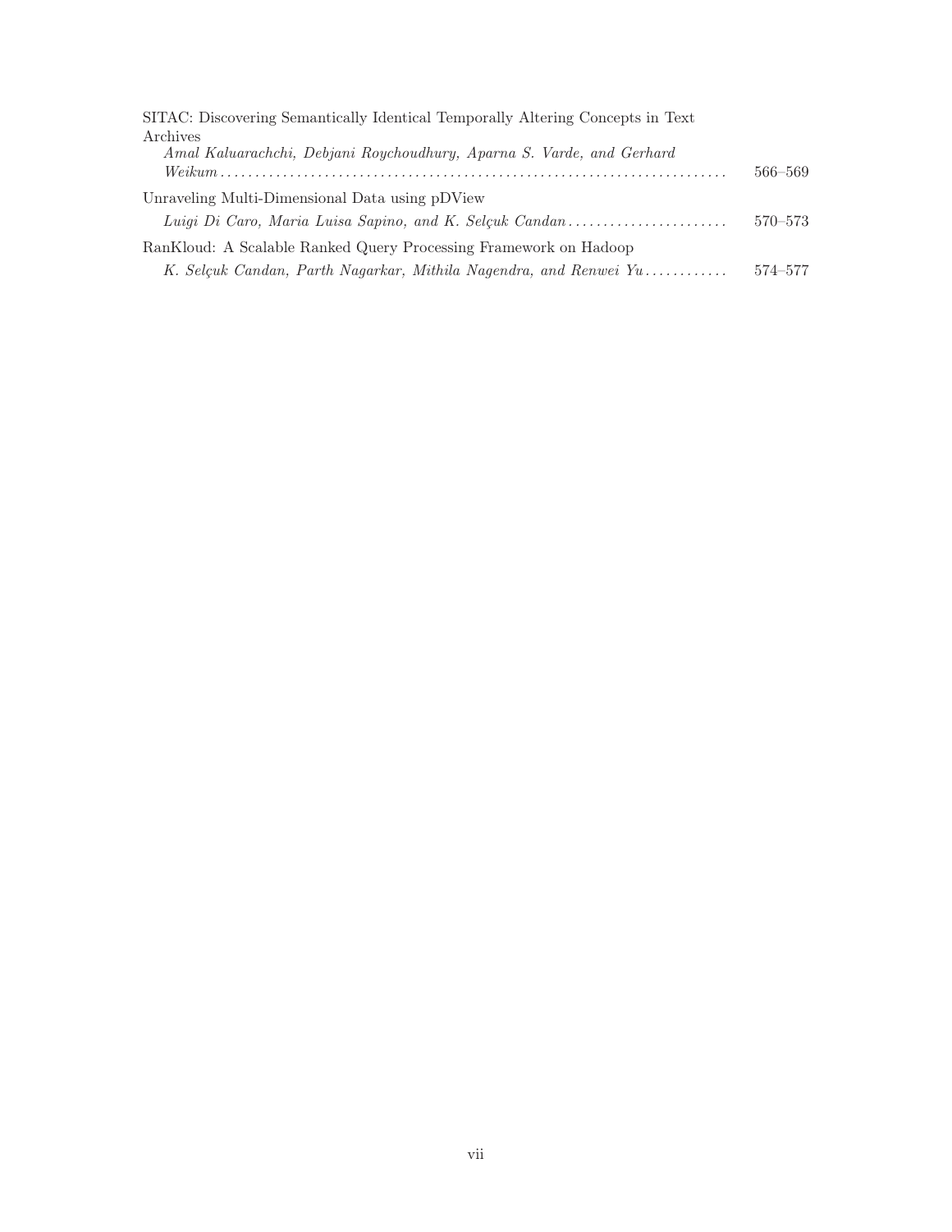SITAC: Discovering Semantically Identical Temporally Altering Concepts in Text Archives
*Amal Kaluarachchi, Debjani Roychoudhury, Aparna S. Varde, and Gerhard Weikum* ........ 566–569

Unraveling Multi-Dimensional Data using pDView
*Luigi Di Caro, Maria Luisa Sapino, and K. Selçuk Candan* ........ 570–573

RanKloud: A Scalable Ranked Query Processing Framework on Hadoop
*K. Selçuk Candan, Parth Nagarkar, Mithila Nagendra, and Renwei Yu* ........ 574–577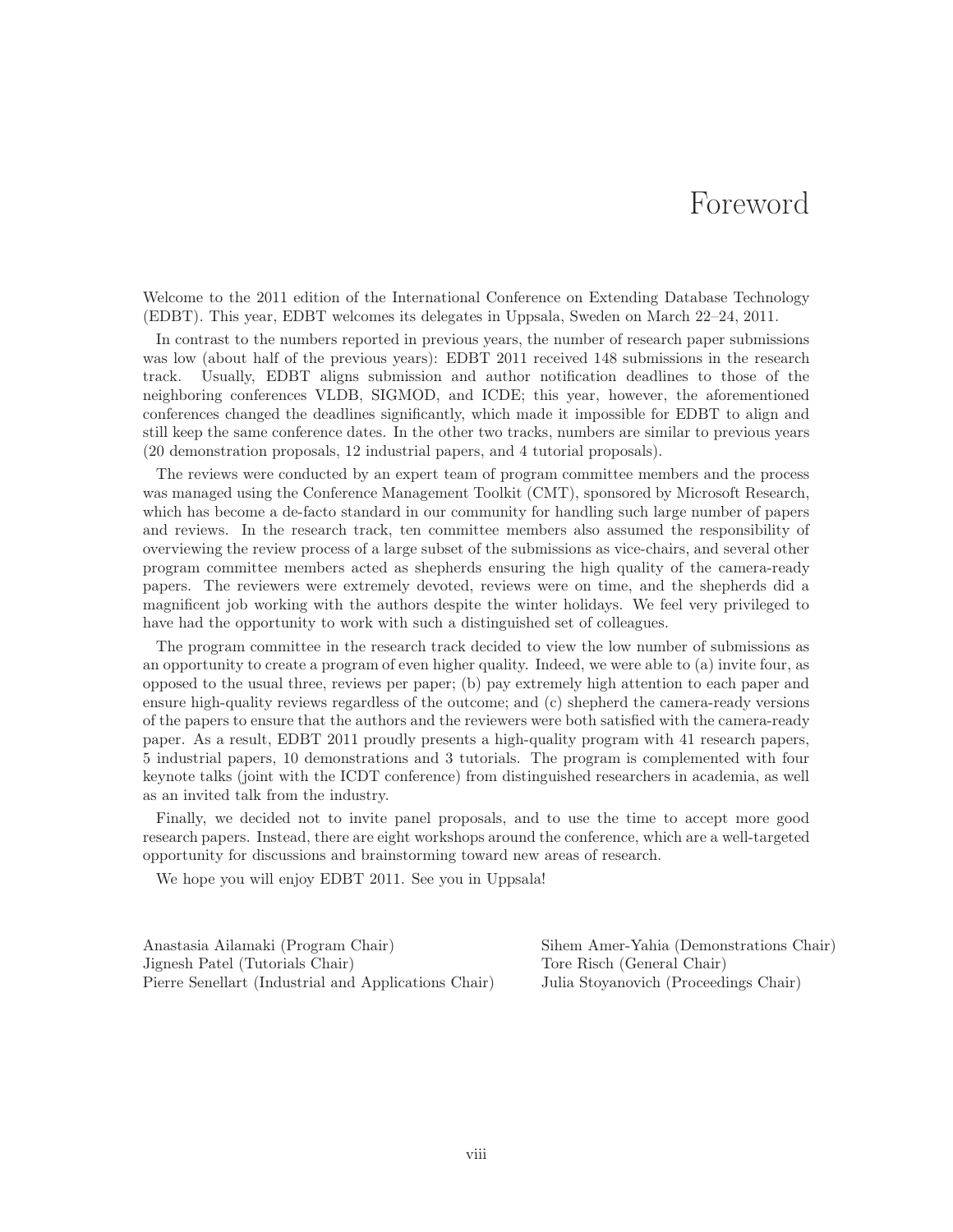# Foreword

Welcome to the 2011 edition of the International Conference on Extending Database Technology (EDBT). This year, EDBT welcomes its delegates in Uppsala, Sweden on March 22–24, 2011.

In contrast to the numbers reported in previous years, the number of research paper submissions was low (about half of the previous years): EDBT 2011 received 148 submissions in the research track. Usually, EDBT aligns submission and author notification deadlines to those of the neighboring conferences VLDB, SIGMOD, and ICDE; this year, however, the aforementioned conferences changed the deadlines significantly, which made it impossible for EDBT to align and still keep the same conference dates. In the other two tracks, numbers are similar to previous years (20 demonstration proposals, 12 industrial papers, and 4 tutorial proposals).

The reviews were conducted by an expert team of program committee members and the process was managed using the Conference Management Toolkit (CMT), sponsored by Microsoft Research, which has become a de-facto standard in our community for handling such large number of papers and reviews. In the research track, ten committee members also assumed the responsibility of overviewing the review process of a large subset of the submissions as vice-chairs, and several other program committee members acted as shepherds ensuring the high quality of the camera-ready papers. The reviewers were extremely devoted, reviews were on time, and the shepherds did a magnificent job working with the authors despite the winter holidays. We feel very privileged to have had the opportunity to work with such a distinguished set of colleagues.

The program committee in the research track decided to view the low number of submissions as an opportunity to create a program of even higher quality. Indeed, we were able to (a) invite four, as opposed to the usual three, reviews per paper; (b) pay extremely high attention to each paper and ensure high-quality reviews regardless of the outcome; and (c) shepherd the camera-ready versions of the papers to ensure that the authors and the reviewers were both satisfied with the camera-ready paper. As a result, EDBT 2011 proudly presents a high-quality program with 41 research papers, 5 industrial papers, 10 demonstrations and 3 tutorials. The program is complemented with four keynote talks (joint with the ICDT conference) from distinguished researchers in academia, as well as an invited talk from the industry.

Finally, we decided not to invite panel proposals, and to use the time to accept more good research papers. Instead, there are eight workshops around the conference, which are a well-targeted opportunity for discussions and brainstorming toward new areas of research.

We hope you will enjoy EDBT 2011. See you in Uppsala!

Anastasia Ailamaki (Program Chair)
Jignesh Patel (Tutorials Chair)
Pierre Senellart (Industrial and Applications Chair)
Sihem Amer-Yahia (Demonstrations Chair)
Tore Risch (General Chair)
Julia Stoyanovich (Proceedings Chair)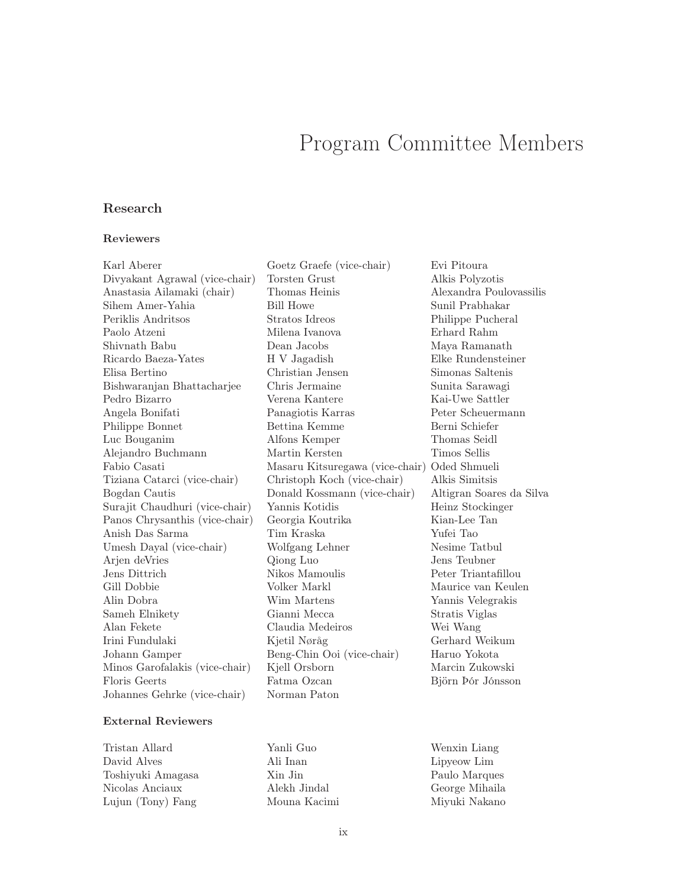# Program Committee Members

## Research

### Reviewers

Karl Aberer
Divyakant Agrawal (vice-chair)
Anastasia Ailamaki (chair)
Sihem Amer-Yahia
Periklis Andritsos
Paolo Atzeni
Shivnath Babu
Ricardo Baeza-Yates
Elisa Bertino
Bishwaranjan Bhattacharjee
Pedro Bizarro
Angela Bonifati
Philippe Bonnet
Luc Bouganim
Alejandro Buchmann
Fabio Casati
Tiziana Catarci (vice-chair)
Bogdan Cautis
Surajit Chaudhuri (vice-chair)
Panos Chrysanthis (vice-chair)
Anish Das Sarma
Umesh Dayal (vice-chair)
Arjen deVries
Jens Dittrich
Gill Dobbie
Alin Dobra
Sameh Elnikety
Alan Fekete
Irini Fundulaki
Johann Gamper
Minos Garofalakis (vice-chair)
Floris Geerts
Johannes Gehrke (vice-chair)
Goetz Graefe (vice-chair)
Torsten Grust
Thomas Heinis
Bill Howe
Stratos Idreos
Milena Ivanova
Dean Jacobs
H V Jagadish
Christian Jensen
Chris Jermaine
Verena Kantere
Panagiotis Karras
Bettina Kemme
Alfons Kemper
Martin Kersten
Masaru Kitsuregawa (vice-chair)
Christoph Koch (vice-chair)
Donald Kossmann (vice-chair)
Yannis Kotidis
Georgia Koutrika
Tim Kraska
Wolfgang Lehner
Qiong Luo
Nikos Mamoulis
Volker Markl
Wim Martens
Gianni Mecca
Claudia Medeiros
Kjetil Nørvåg
Beng-Chin Ooi (vice-chair)
Kjell Orsborn
Fatma Ozcan
Norman Paton
Evi Pitoura
Alkis Polyzotis
Alexandra Poulovassilis
Sunil Prabhakar
Philippe Pucheral
Erhard Rahm
Maya Ramanath
Elke Rundensteiner
Simonas Saltenis
Sunita Sarawagi
Kai-Uwe Sattler
Peter Scheuermann
Berni Schiefer
Thomas Seidl
Timos Sellis
Oded Shmueli
Alkis Simitsis
Altigran Soares da Silva
Heinz Stockinger
Kian-Lee Tan
Yufei Tao
Nesime Tatbul
Jens Teubner
Peter Triantafillou
Maurice van Keulen
Yannis Velegrakis
Stratis Viglas
Wei Wang
Gerhard Weikum
Haruo Yokota
Marcin Zukowski
Björn Þór Jónsson

### External Reviewers

Tristan Allard
David Alves
Toshiyuki Amagasa
Nicolas Anciaux
Lujun (Tony) Fang
Yanli Guo
Ali Inan
Xin Jin
Alekh Jindal
Mouna Kacimi
Wenxin Liang
Lipyeow Lim
Paulo Marques
George Mihaila
Miyuki Nakano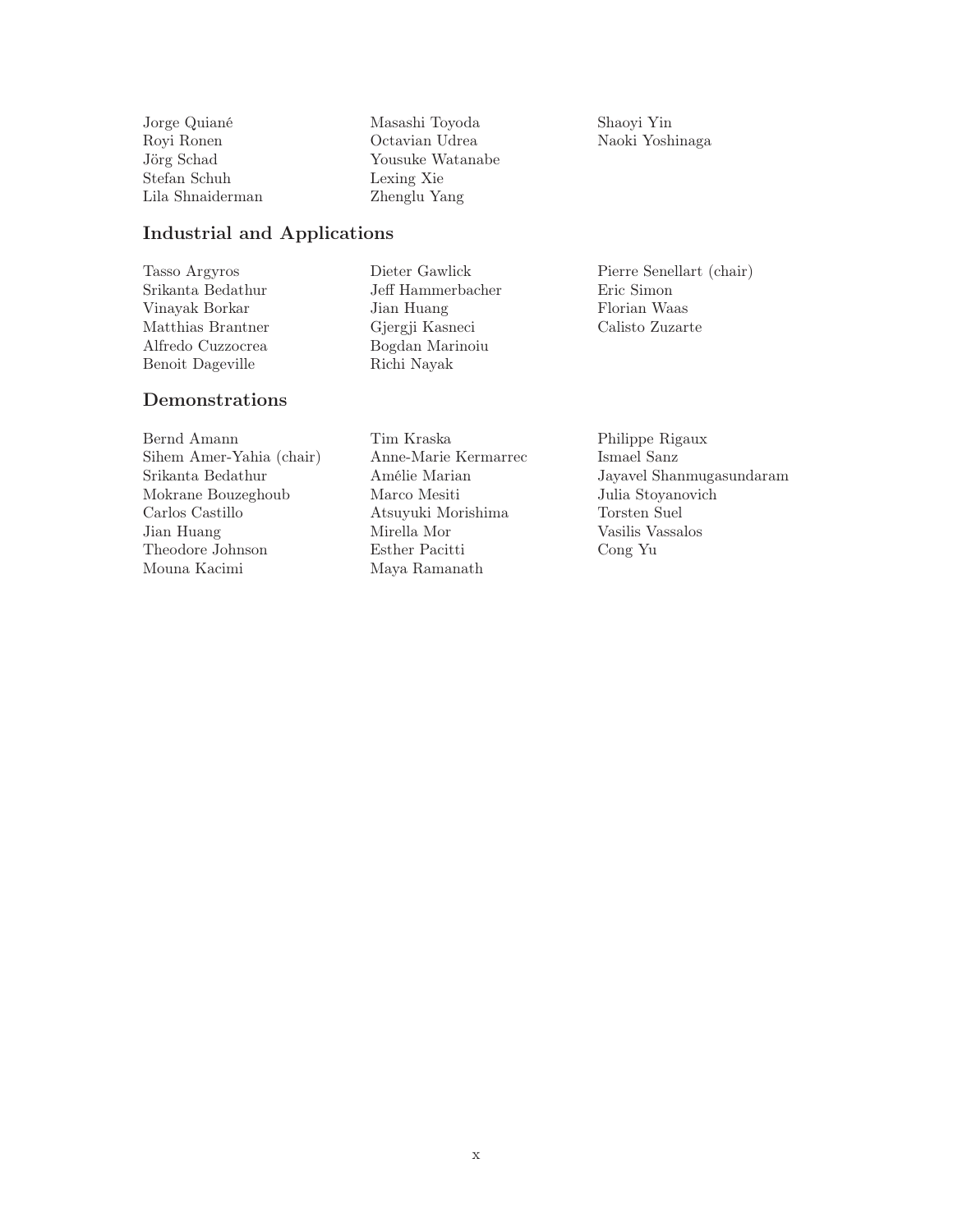Jorge Quiané
Royi Ronen
Jörg Schad
Stefan Schuh
Lila Shnaiderman
Masashi Toyoda
Octavian Udrea
Yousuke Watanabe
Lexing Xie
Zhenglu Yang
Shaoyi Yin
Naoki Yoshinaga

## Industrial and Applications

Tasso Argyros
Srikanta Bedathur
Vinayak Borkar
Matthias Brantner
Alfredo Cuzzocrea
Benoit Dageville
Dieter Gawlick
Jeff Hammerbacher
Jian Huang
Gjergji Kasneci
Bogdan Marinoiu
Richi Nayak
Pierre Senellart (chair)
Eric Simon
Florian Waas
Calisto Zuzarte

## Demonstrations

Bernd Amann
Sihem Amer-Yahia (chair)
Srikanta Bedathur
Mokrane Bouzeghoub
Carlos Castillo
Jian Huang
Theodore Johnson
Mouna Kacimi
Tim Kraska
Anne-Marie Kermarrec
Amélie Marian
Marco Mesiti
Atsuyuki Morishima
Mirella Mor
Esther Pacitti
Maya Ramanath
Philippe Rigaux
Ismael Sanz
Jayavel Shanmugasundaram
Julia Stoyanovich
Torsten Suel
Vasilis Vassalos
Cong Yu